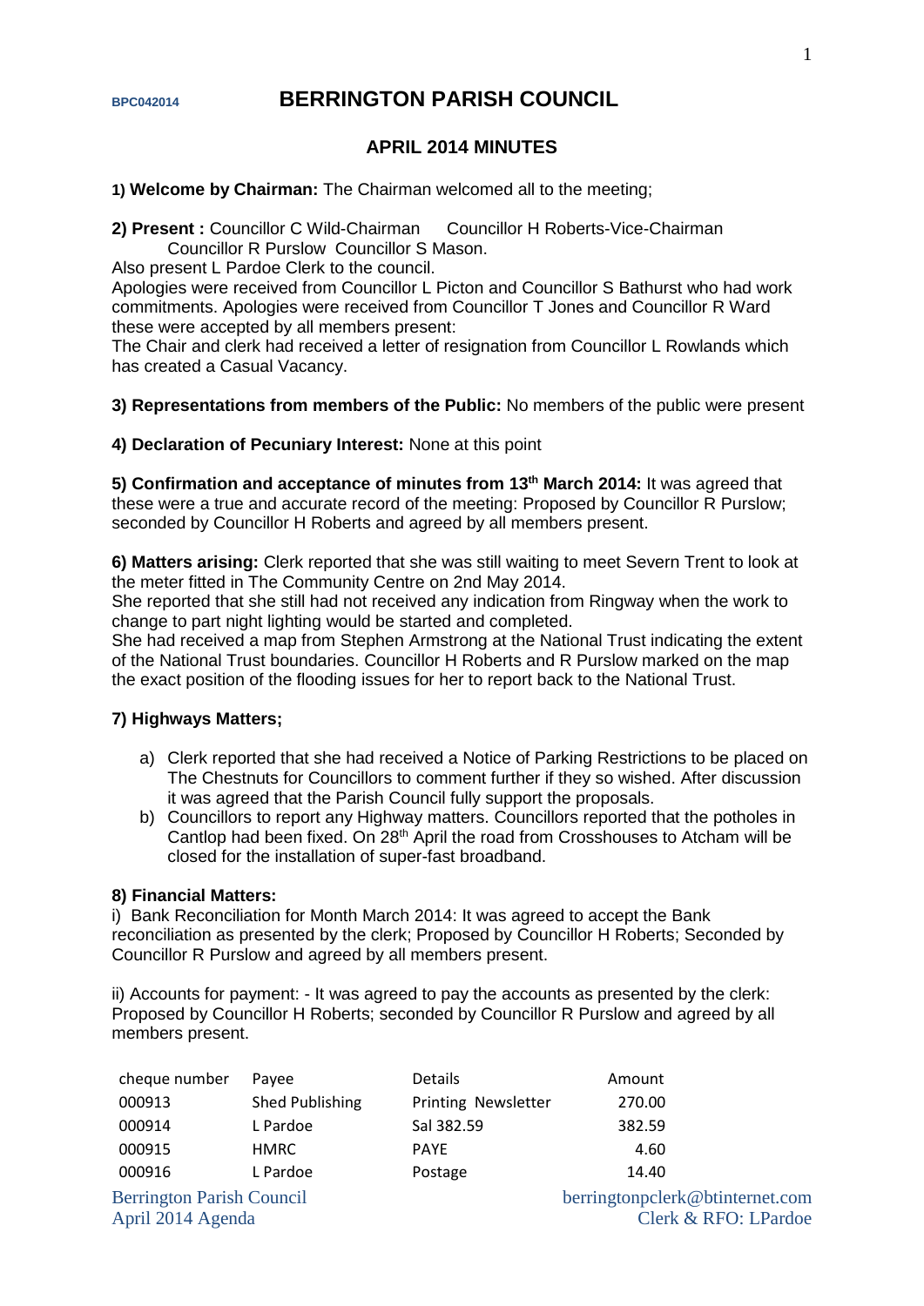BPC042014

# BERRINGTON PARISH COUNCIL

## APRIL 2014 MINUTES

**1) Welcome by Chairman:** The Chairman welcomed all to the meeting;

**2) Present :** Councillor C Wild-Chairman Councillor H Roberts-Vice-Chairman Councillor R Purslow Councillor S Mason.

Also present L Pardoe Clerk to the council.

Apologies were received from Councillor L Picton and Councillor S Bathurst who had work commitments. Apologies were received from Councillor T Jones and Councillor R Ward these were accepted by all members present:

The Chair and clerk had received a letter of resignation from Councillor L Rowlands which has created a Casual Vacancy.

**3) Representations from members of the Public:** No members of the public were present

**4) Declaration of Pecuniary Interest:** None at this point

**5) Confirmation and acceptance of minutes from 13th March 2014:** It was agreed that these were a true and accurate record of the meeting: Proposed by Councillor R Purslow; seconded by Councillor H Roberts and agreed by all members present.

**6) Matters arising:** Clerk reported that she was still waiting to meet Severn Trent to look at the meter fitted in The Community Centre on 2nd May 2014.

She reported that she still had not received any indication from Ringway when the work to change to part night lighting would be started and completed.

She had received a map from Stephen Armstrong at the National Trust indicating the extent of the National Trust boundaries. Councillor H Roberts and R Purslow marked on the map the exact position of the flooding issues for her to report back to the National Trust.

**7) Highways Matters;**

a) Clerk reported that she had received a Notice of Parking Restrictions to be placed on The Chestnuts for Councillors to comment further if they so wished. After discussion it was agreed that the Parish Council fully support the proposals.

b) Councillors to report any Highway matters. Councillors reported that the potholes in Cantlop had been fixed. On 28th April the road from Crosshouses to Atcham will be closed for the installation of super-fast broadband.

**8) Financial Matters:**

i) Bank Reconciliation for Month March 2014: It was agreed to accept the Bank reconciliation as presented by the clerk; Proposed by Councillor H Roberts; Seconded by Councillor R Purslow and agreed by all members present.

ii) Accounts for payment: - It was agreed to pay the accounts as presented by the clerk: Proposed by Councillor H Roberts; seconded by Councillor R Purslow and agreed by all members present.

| cheque number | Payee | Details | Amount |
|---|---|---|---|
| 000913 | Shed Publishing | Printing Newsletter | 270.00 |
| 000914 | L Pardoe | Sal 382.59 | 382.59 |
| 000915 | HMRC | PAYE | 4.60 |
| 000916 | L Pardoe | Postage | 14.40 |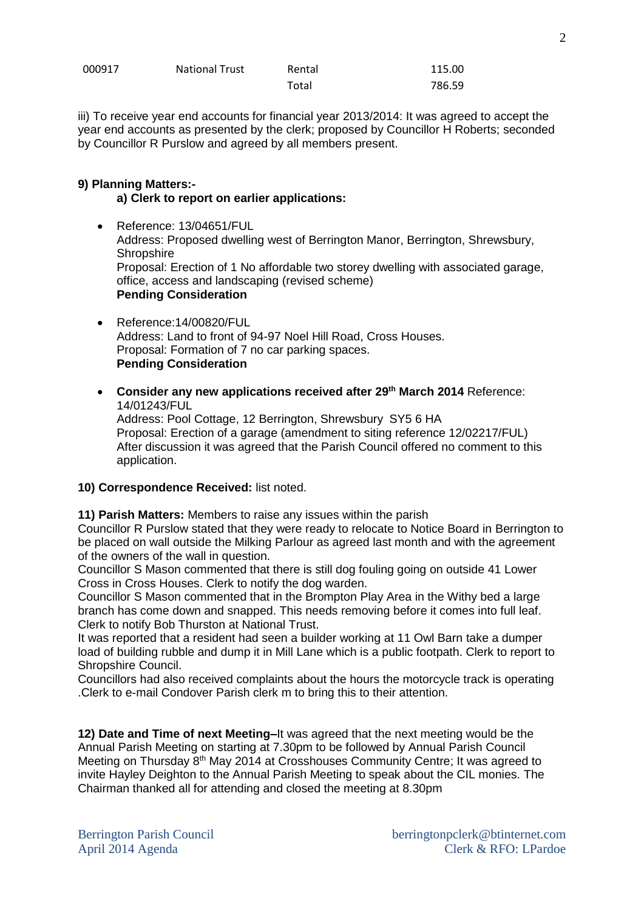| | | | |
|---|---|---|---|
| 000917 | National Trust | Rental | 115.00 |
| | | Total | 786.59 |

iii) To receive year end accounts for financial year 2013/2014: It was agreed to accept the year end accounts as presented by the clerk; proposed by Councillor H Roberts; seconded by Councillor R Purslow and agreed by all members present.

**9) Planning Matters:-**

**a) Clerk to report on earlier applications:**

- Reference: 13/04651/FUL
  Address: Proposed dwelling west of Berrington Manor, Berrington, Shrewsbury, Shropshire
  Proposal: Erection of 1 No affordable two storey dwelling with associated garage, office, access and landscaping (revised scheme)
  **Pending Consideration**

- Reference:14/00820/FUL
  Address: Land to front of 94-97 Noel Hill Road, Cross Houses.
  Proposal: Formation of 7 no car parking spaces.
  **Pending Consideration**

- **Consider any new applications received after 29th March 2014** Reference: 14/01243/FUL
  Address: Pool Cottage, 12 Berrington, Shrewsbury SY5 6 HA
  Proposal: Erection of a garage (amendment to siting reference 12/02217/FUL)
  After discussion it was agreed that the Parish Council offered no comment to this application.

**10) Correspondence Received:** list noted.

**11) Parish Matters:** Members to raise any issues within the parish
Councillor R Purslow stated that they were ready to relocate to Notice Board in Berrington to be placed on wall outside the Milking Parlour as agreed last month and with the agreement of the owners of the wall in question.
Councillor S Mason commented that there is still dog fouling going on outside 41 Lower Cross in Cross Houses. Clerk to notify the dog warden.
Councillor S Mason commented that in the Brompton Play Area in the Withy bed a large branch has come down and snapped. This needs removing before it comes into full leaf. Clerk to notify Bob Thurston at National Trust.
It was reported that a resident had seen a builder working at 11 Owl Barn take a dumper load of building rubble and dump it in Mill Lane which is a public footpath. Clerk to report to Shropshire Council.
Councillors had also received complaints about the hours the motorcycle track is operating .Clerk to e-mail Condover Parish clerk m to bring this to their attention.

**12) Date and Time of next Meeting–**It was agreed that the next meeting would be the Annual Parish Meeting on starting at 7.30pm to be followed by Annual Parish Council Meeting on Thursday 8th May 2014 at Crosshouses Community Centre; It was agreed to invite Hayley Deighton to the Annual Parish Meeting to speak about the CIL monies. The Chairman thanked all for attending and closed the meeting at 8.30pm

Berrington Parish Council
April 2014 Agenda

berringtonpclerk@btinternet.com
Clerk & RFO: LPardoe